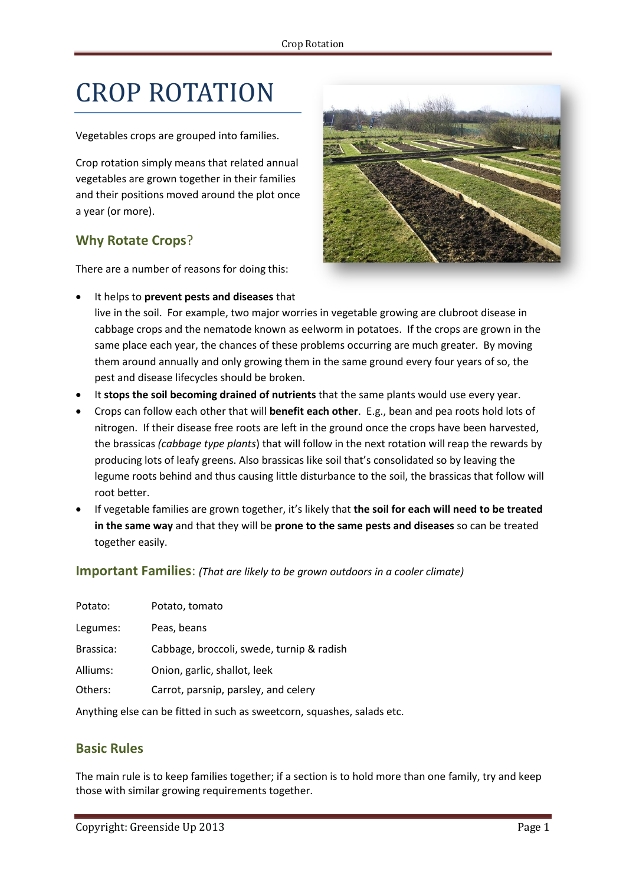# CROP ROTATION

Vegetables crops are grouped into families.

Crop rotation simply means that related annual vegetables are grown together in their families and their positions moved around the plot once a year (or more).

## Why Rotate Crops?

There are a number of reasons for doing this:

- It helps to **prevent pests and diseases** that live in the soil. For example, two major worries in vegetable growing are clubroot disease in cabbage crops and the nematode known as eelworm in potatoes. If the crops are grown in the same place each year, the chances of these problems occurring are much greater. By moving them around annually and only growing them in the same ground every four years of so, the pest and disease lifecycles should be broken.
- It **stops the soil becoming drained of nutrients** that the same plants would use every year.
- Crops can follow each other that will **benefit each other**. E.g., bean and pea roots hold lots of nitrogen. If their disease free roots are left in the ground once the crops have been harvested, the brassicas *(cabbage type plants*) that will follow in the next rotation will reap the rewards by producing lots of leafy greens. Also brassicas like soil that's consolidated so by leaving the legume roots behind and thus causing little disturbance to the soil, the brassicas that follow will root better.
- If vegetable families are grown together, it's likely that **the soil for each will need to be treated in the same way** and that they will be **prone to the same pests and diseases** so can be treated together easily.

## Important Families: *(That are likely to be grown outdoors in a cooler climate)*

| | |
|---|---|
| Potato: | Potato, tomato |
| Legumes: | Peas, beans |
| Brassica: | Cabbage, broccoli, swede, turnip & radish |
| Alliums: | Onion, garlic, shallot, leek |
| Others: | Carrot, parsnip, parsley, and celery |

Anything else can be fitted in such as sweetcorn, squashes, salads etc.

## Basic Rules

The main rule is to keep families together; if a section is to hold more than one family, try and keep those with similar growing requirements together.

Copyright: Greenside Up 2013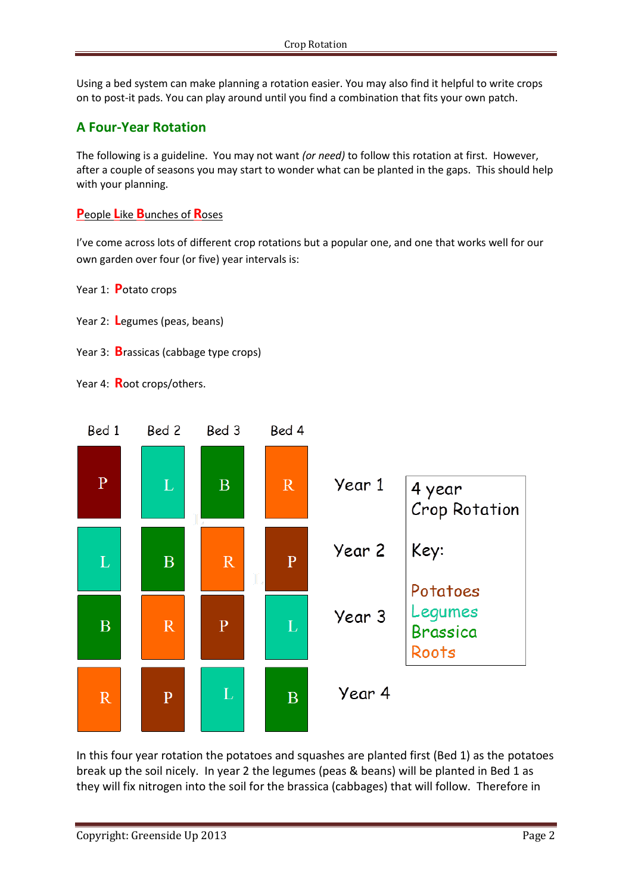Using a bed system can make planning a rotation easier. You may also find it helpful to write crops on to post-it pads. You can play around until you find a combination that fits your own patch.

## A Four-Year Rotation

The following is a guideline. You may not want *(or need)* to follow this rotation at first. However, after a couple of seasons you may start to wonder what can be planted in the gaps. This should help with your planning.

**P**eople **L**ike **B**unches of **R**oses

I've come across lots of different crop rotations but a popular one, and one that works well for our own garden over four (or five) year intervals is:

Year 1: **P**otato crops

Year 2: **L**egumes (peas, beans)

Year 3: **B**rassicas (cabbage type crops)

Year 4: **R**oot crops/others.

| | Bed 1 | Bed 2 | Bed 3 | Bed 4 |
|---|---|---|---|---|
| Year 1 | P | L | B | R |
| Year 2 | L | B | R | P |
| Year 3 | B | R | P | L |
| Year 4 | R | P | L | B |

4 year Crop Rotation

Key:

Potatoes
Legumes
Brassica
Roots

In this four year rotation the potatoes and squashes are planted first (Bed 1) as the potatoes break up the soil nicely. In year 2 the legumes (peas & beans) will be planted in Bed 1 as they will fix nitrogen into the soil for the brassica (cabbages) that will follow. Therefore in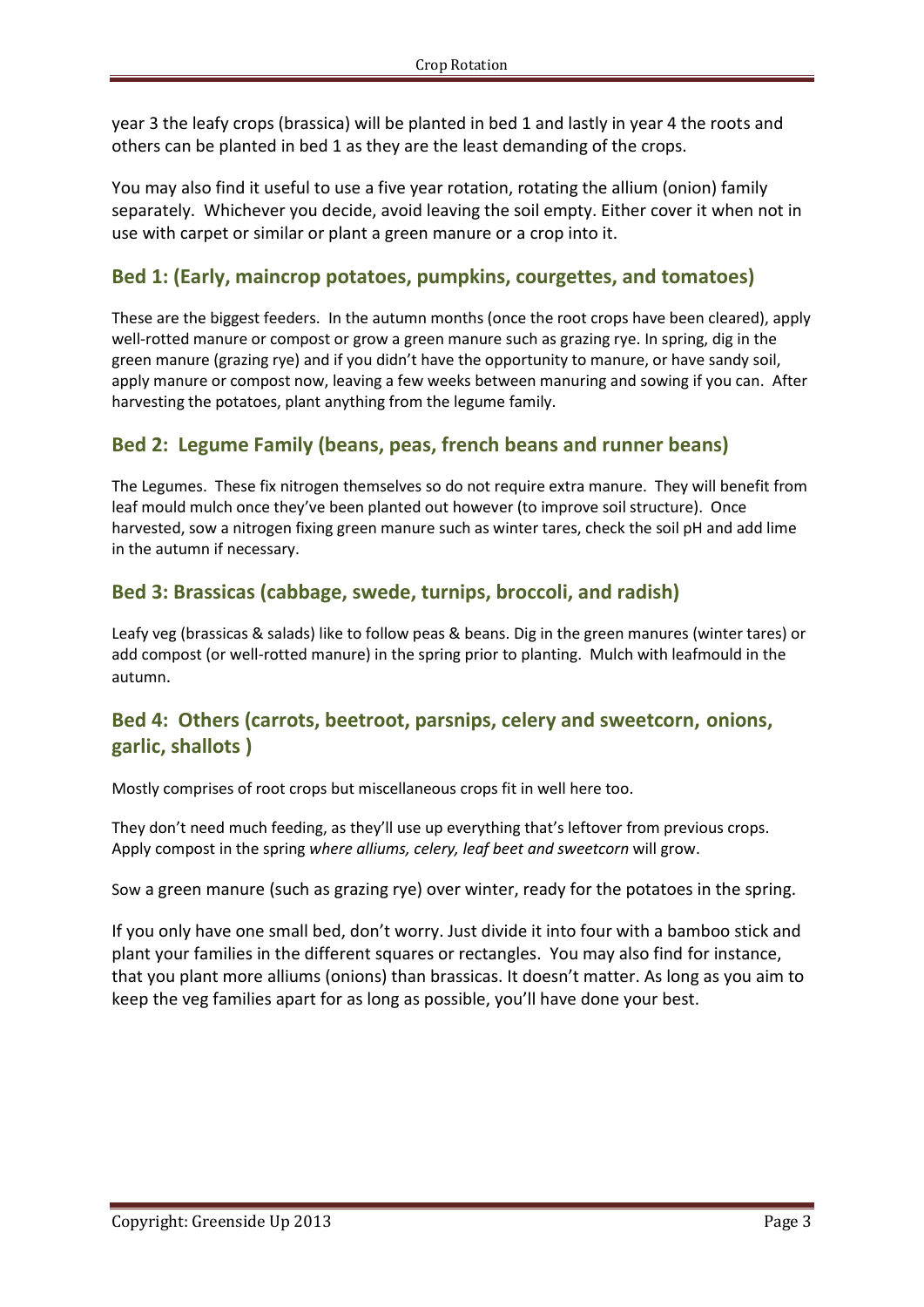year 3 the leafy crops (brassica) will be planted in bed 1 and lastly in year 4 the roots and others can be planted in bed 1 as they are the least demanding of the crops.

You may also find it useful to use a five year rotation, rotating the allium (onion) family separately. Whichever you decide, avoid leaving the soil empty. Either cover it when not in use with carpet or similar or plant a green manure or a crop into it.

## Bed 1: (Early, maincrop potatoes, pumpkins, courgettes, and tomatoes)

These are the biggest feeders. In the autumn months (once the root crops have been cleared), apply well-rotted manure or compost or grow a green manure such as grazing rye. In spring, dig in the green manure (grazing rye) and if you didn't have the opportunity to manure, or have sandy soil, apply manure or compost now, leaving a few weeks between manuring and sowing if you can. After harvesting the potatoes, plant anything from the legume family.

## Bed 2: Legume Family (beans, peas, french beans and runner beans)

The Legumes. These fix nitrogen themselves so do not require extra manure. They will benefit from leaf mould mulch once they've been planted out however (to improve soil structure). Once harvested, sow a nitrogen fixing green manure such as winter tares, check the soil pH and add lime in the autumn if necessary.

## Bed 3: Brassicas (cabbage, swede, turnips, broccoli, and radish)

Leafy veg (brassicas & salads) like to follow peas & beans. Dig in the green manures (winter tares) or add compost (or well-rotted manure) in the spring prior to planting. Mulch with leafmould in the autumn.

## Bed 4: Others (carrots, beetroot, parsnips, celery and sweetcorn, onions, garlic, shallots )

Mostly comprises of root crops but miscellaneous crops fit in well here too.

They don't need much feeding, as they'll use up everything that's leftover from previous crops. Apply compost in the spring *where alliums, celery, leaf beet and sweetcorn* will grow.

Sow a green manure (such as grazing rye) over winter, ready for the potatoes in the spring.

If you only have one small bed, don't worry. Just divide it into four with a bamboo stick and plant your families in the different squares or rectangles. You may also find for instance, that you plant more alliums (onions) than brassicas. It doesn't matter. As long as you aim to keep the veg families apart for as long as possible, you'll have done your best.

Copyright: Greenside Up 2013